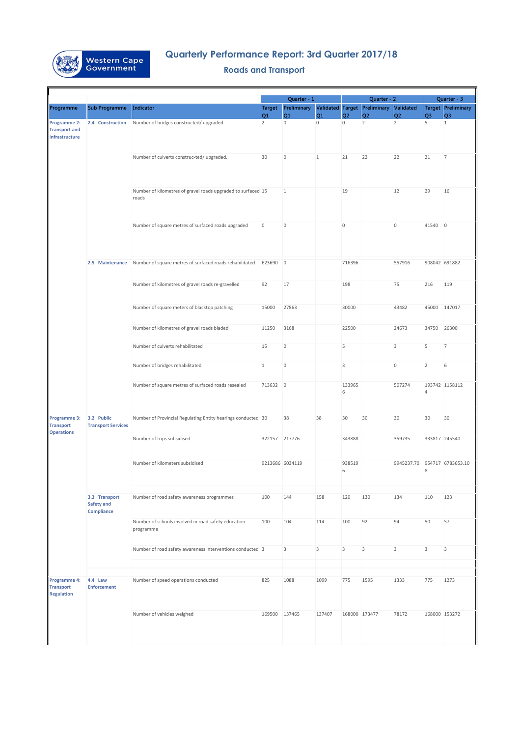# Quarterly Performance Report: 3rd Quarter 2017/18

## Roads and Transport

| | | | Quarter - 1 | | | Quarter - 2 | | | Quarter - 3 | |
|---|---|---|---|---|---|---|---|---|---|---|
| Programme | Sub Programme | Indicator | Target Q1 | Preliminary Q1 | Validated Q1 | Target Q2 | Preliminary Q2 | Validated Q2 | Target Q3 | Preliminary Q3 |
| Programme 2: Transport and Infrastructure | 2.4 Construction | Number of bridges constructed/ upgraded. | 2 | 0 | 0 | 0 | 2 | 2 | 5 | 1 |
| | | Number of culverts construc-ted/ upgraded. | 30 | 0 | 1 | 21 | 22 | 22 | 21 | 7 |
| | | Number of kilometres of gravel roads upgraded to surfaced roads | 15 | 1 | | 19 | | 12 | 29 | 16 |
| | | Number of square metres of surfaced roads upgraded | 0 | 0 | | 0 | | 0 | 41540 | 0 |
| | 2.5 Maintenance | Number of square metres of surfaced roads rehabilitated | 623690 | 0 | | 716396 | | 557916 | 908042 | 691882 |
| | | Number of kilometres of gravel roads re-gravelled | 92 | 17 | | 198 | | 75 | 216 | 119 |
| | | Number of square meters of blacktop patching | 15000 | 27863 | | 30000 | | 43482 | 45000 | 147017 |
| | | Number of kilometres of gravel roads bladed | 11250 | 3168 | | 22500 | | 24673 | 34750 | 26300 |
| | | Number of culverts rehabilitated | 15 | 0 | | 5 | | 3 | 5 | 7 |
| | | Number of bridges rehabilitated | 1 | 0 | | 3 | | 0 | 2 | 6 |
| | | Number of square metres of surfaced roads resealed | 713632 | 0 | | 1339656 | | 507274 | 1937424 | 1158112 |
| Programme 3: Transport Operations | 3.2 Public Transport Services | Number of Provincial Regulating Entity hearings conducted | 30 | 38 | 38 | 30 | 30 | 30 | 30 | 30 |
| | | Number of trips subsidised. | 322157 | 217776 | | 343888 | | 359735 | 333817 | 245540 |
| | | Number of kilometers subsidised | 9213686 | 6034119 | | 9385196 | | 9945237.70 | 9547178 | 6783653.10 |
| | 3.3 Transport Safety and Compliance | Number of road safety awareness programmes | 100 | 144 | 158 | 120 | 130 | 134 | 110 | 123 |
| | | Number of schools involved in road safety education programme | 100 | 104 | 114 | 100 | 92 | 94 | 50 | 57 |
| | | Number of road safety awareness interventions conducted | 3 | 3 | 3 | 3 | 3 | 3 | 3 | 3 |
| Programme 4: Transport Regulation | 4.4 Law Enforcement | Number of speed operations conducted | 825 | 1088 | 1099 | 775 | 1595 | 1333 | 775 | 1273 |
| | | Number of vehicles weighed | 169500 | 137465 | 137407 | 168000 | 173477 | 78172 | 168000 | 153272 |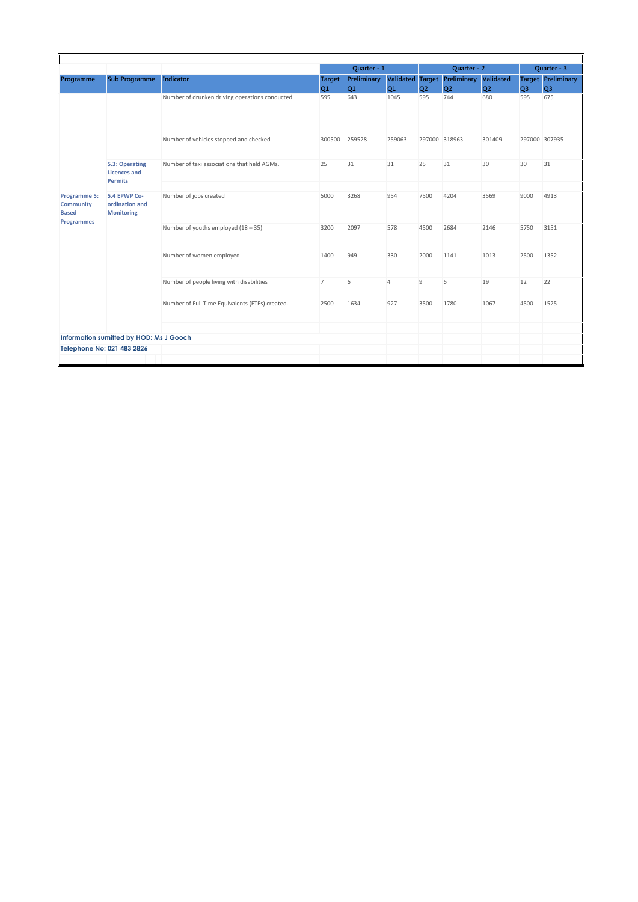| | | | Quarter - 1 | | | Quarter - 2 | | | Quarter - 3 | |
|---|---|---|---|---|---|---|---|---|---|---|
| Programme | Sub Programme | Indicator | Target Q1 | Preliminary Q1 | Validated Q1 | Target Q2 | Preliminary Q2 | Validated Q2 | Target Q3 | Preliminary Q3 |
| | | Number of drunken driving operations conducted | 595 | 643 | 1045 | 595 | 744 | 680 | 595 | 675 |
| | | Number of vehicles stopped and checked | 300500 | 259528 | 259063 | 297000 | 318963 | 301409 | 297000 | 307935 |
| | 5.3: Operating Licences and Permits | Number of taxi associations that held AGMs. | 25 | 31 | 31 | 25 | 31 | 30 | 30 | 31 |
| Programme 5: Community Based Programmes | 5.4 EPWP Co-ordination and Monitoring | Number of jobs created | 5000 | 3268 | 954 | 7500 | 4204 | 3569 | 9000 | 4913 |
| | | Number of youths employed (18 – 35) | 3200 | 2097 | 578 | 4500 | 2684 | 2146 | 5750 | 3151 |
| | | Number of women employed | 1400 | 949 | 330 | 2000 | 1141 | 1013 | 2500 | 1352 |
| | | Number of people living with disabilities | 7 | 6 | 4 | 9 | 6 | 19 | 12 | 22 |
| | | Number of Full Time Equivalents (FTEs) created. | 2500 | 1634 | 927 | 3500 | 1780 | 1067 | 4500 | 1525 |

**Information sumitted by HOD: Ms J Gooch**

**Telephone No: 021 483 2826**